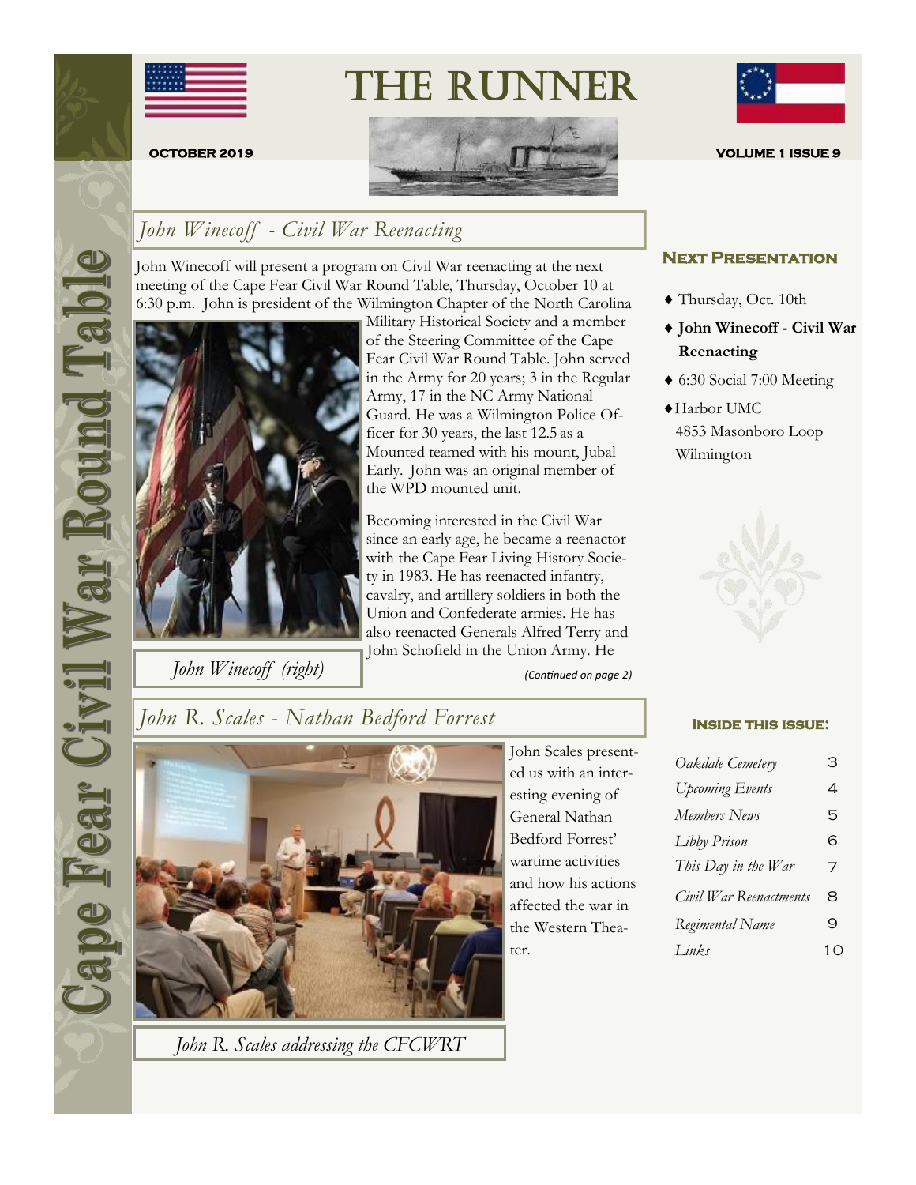# THE RUNNER

**OCTOBER 2019** **VOLUME 1 ISSUE 9**

Cape Fear Civil War Round Table

## *John Winecoff - Civil War Reenacting*

John Winecoff will present a program on Civil War reenacting at the next meeting of the Cape Fear Civil War Round Table, Thursday, October 10 at 6:30 p.m. John is president of the Wilmington Chapter of the North Carolina Military Historical Society and a member of the Steering Committee of the Cape Fear Civil War Round Table. John served in the Army for 20 years; 3 in the Regular Army, 17 in the NC Army National Guard. He was a Wilmington Police Officer for 30 years, the last 12.5 as a Mounted teamed with his mount, Jubal Early. John was an original member of the WPD mounted unit.

Becoming interested in the Civil War since an early age, he became a reenactor with the Cape Fear Living History Society in 1983. He has reenacted infantry, cavalry, and artillery soldiers in both the Union and Confederate armies. He has also reenacted Generals Alfred Terry and John Schofield in the Union Army. He

*(Continued on page 2)*

*John Winecoff (right)*

## *John R. Scales - Nathan Bedford Forrest*

John Scales presented us with an interesting evening of General Nathan Bedford Forrest' wartime activities and how his actions affected the war in the Western Theater.

*John R. Scales addressing the CFCWRT*

### Next Presentation

- Thursday, Oct. 10th
- **John Winecoff - Civil War Reenacting**
- 6:30 Social 7:00 Meeting
- Harbor UMC
  4853 Masonboro Loop
  Wilmington

### Inside this issue:

| | |
|---|---|
| *Oakdale Cemetery* | 3 |
| *Upcoming Events* | 4 |
| *Members News* | 5 |
| *Libby Prison* | 6 |
| *This Day in the War* | 7 |
| *Civil War Reenactments* | 8 |
| *Regimental Name* | 9 |
| *Links* | 10 |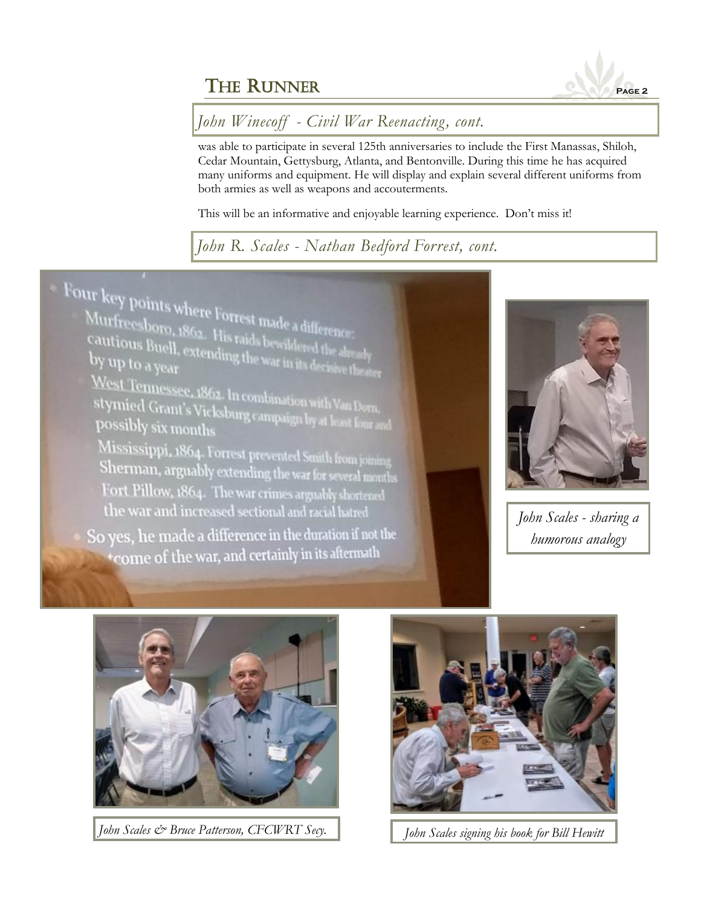## *John Winecoff - Civil War Reenacting, cont.*

was able to participate in several 125th anniversaries to include the First Manassas, Shiloh, Cedar Mountain, Gettysburg, Atlanta, and Bentonville. During this time he has acquired many uniforms and equipment. He will display and explain several different uniforms from both armies as well as weapons and accouterments.

This will be an informative and enjoyable learning experience. Don't miss it!

## *John R. Scales - Nathan Bedford Forrest, cont.*

*John Scales - sharing a humorous analogy*

*John Scales & Bruce Patterson, CFCWRT Secy.*

*John Scales signing his book for Bill Hewitt*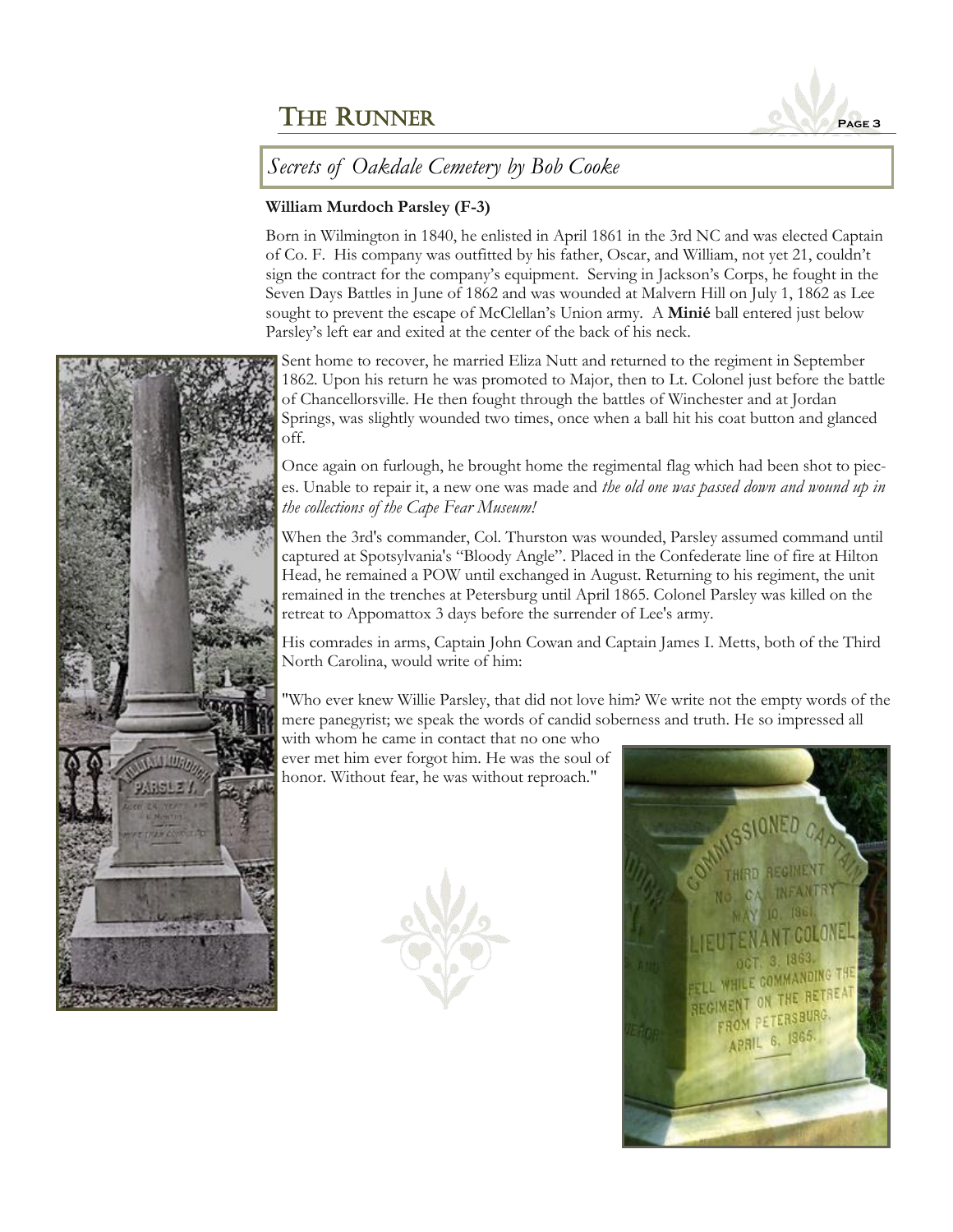## *Secrets of Oakdale Cemetery by Bob Cooke*

**William Murdoch Parsley (F-3)**

Born in Wilmington in 1840, he enlisted in April 1861 in the 3rd NC and was elected Captain of Co. F. His company was outfitted by his father, Oscar, and William, not yet 21, couldn't sign the contract for the company's equipment. Serving in Jackson's Corps, he fought in the Seven Days Battles in June of 1862 and was wounded at Malvern Hill on July 1, 1862 as Lee sought to prevent the escape of McClellan's Union army. A **Minié** ball entered just below Parsley's left ear and exited at the center of the back of his neck.

Sent home to recover, he married Eliza Nutt and returned to the regiment in September 1862. Upon his return he was promoted to Major, then to Lt. Colonel just before the battle of Chancellorsville. He then fought through the battles of Winchester and at Jordan Springs, was slightly wounded two times, once when a ball hit his coat button and glanced off.

Once again on furlough, he brought home the regimental flag which had been shot to pieces. Unable to repair it, a new one was made and *the old one was passed down and wound up in the collections of the Cape Fear Museum!*

When the 3rd's commander, Col. Thurston was wounded, Parsley assumed command until captured at Spotsylvania's "Bloody Angle". Placed in the Confederate line of fire at Hilton Head, he remained a POW until exchanged in August. Returning to his regiment, the unit remained in the trenches at Petersburg until April 1865. Colonel Parsley was killed on the retreat to Appomattox 3 days before the surrender of Lee's army.

His comrades in arms, Captain John Cowan and Captain James I. Metts, both of the Third North Carolina, would write of him:

"Who ever knew Willie Parsley, that did not love him? We write not the empty words of the mere panegyrist; we speak the words of candid soberness and truth. He so impressed all with whom he came in contact that no one who ever met him ever forgot him. He was the soul of honor. Without fear, he was without reproach."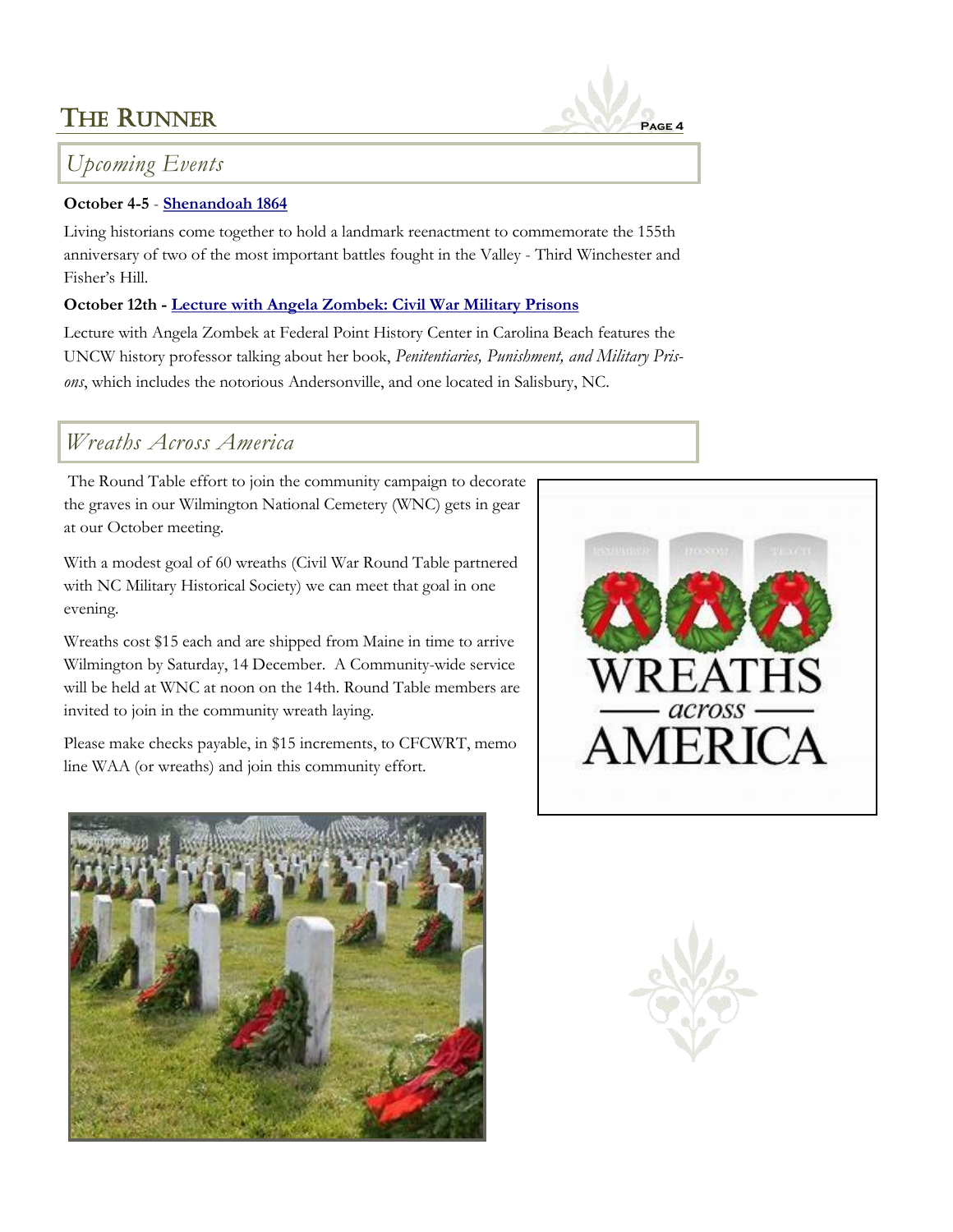## Upcoming Events

**October 4-5** - **Shenandoah 1864**

Living historians come together to hold a landmark reenactment to commemorate the 155th anniversary of two of the most important battles fought in the Valley - Third Winchester and Fisher's Hill.

**October 12th - Lecture with Angela Zombek: Civil War Military Prisons**

Lecture with Angela Zombek at Federal Point History Center in Carolina Beach features the UNCW history professor talking about her book, *Penitentiaries, Punishment, and Military Prisons*, which includes the notorious Andersonville, and one located in Salisbury, NC.

## Wreaths Across America

The Round Table effort to join the community campaign to decorate the graves in our Wilmington National Cemetery (WNC) gets in gear at our October meeting.

With a modest goal of 60 wreaths (Civil War Round Table partnered with NC Military Historical Society) we can meet that goal in one evening.

Wreaths cost $15 each and are shipped from Maine in time to arrive Wilmington by Saturday, 14 December. A Community-wide service will be held at WNC at noon on the 14th. Round Table members are invited to join in the community wreath laying.

Please make checks payable, in $15 increments, to CFCWRT, memo line WAA (or wreaths) and join this community effort.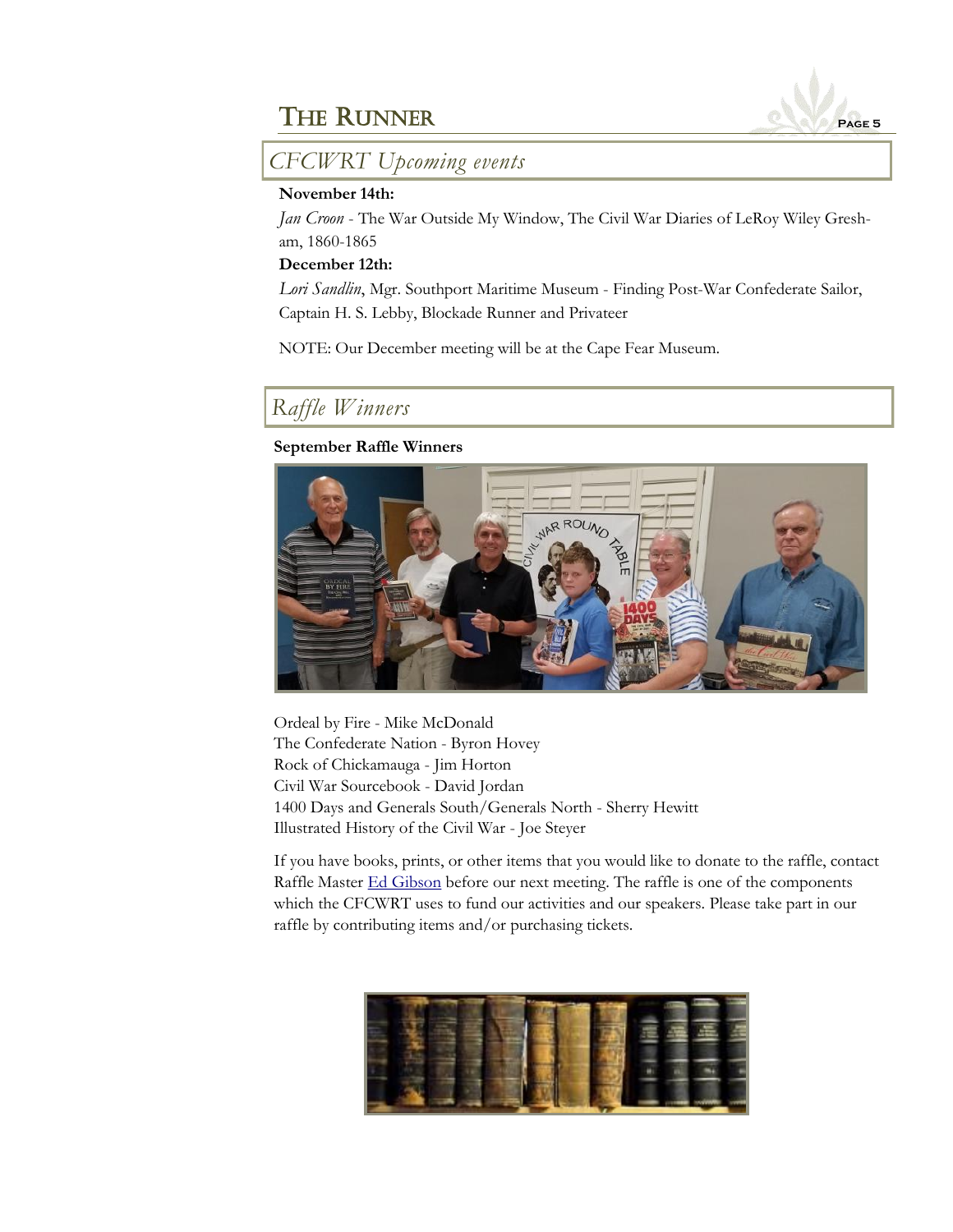## CFCWRT Upcoming events

**November 14th:**

*Jan Croon* - The War Outside My Window, The Civil War Diaries of LeRoy Wiley Gresham, 1860-1865

**December 12th:**

*Lori Sandlin*, Mgr. Southport Maritime Museum - Finding Post-War Confederate Sailor, Captain H. S. Lebby, Blockade Runner and Privateer

NOTE: Our December meeting will be at the Cape Fear Museum.

## Raffle Winners

**September Raffle Winners**

Ordeal by Fire - Mike McDonald
The Confederate Nation - Byron Hovey
Rock of Chickamauga - Jim Horton
Civil War Sourcebook - David Jordan
1400 Days and Generals South/Generals North - Sherry Hewitt
Illustrated History of the Civil War - Joe Steyer

If you have books, prints, or other items that you would like to donate to the raffle, contact Raffle Master Ed Gibson before our next meeting. The raffle is one of the components which the CFCWRT uses to fund our activities and our speakers. Please take part in our raffle by contributing items and/or purchasing tickets.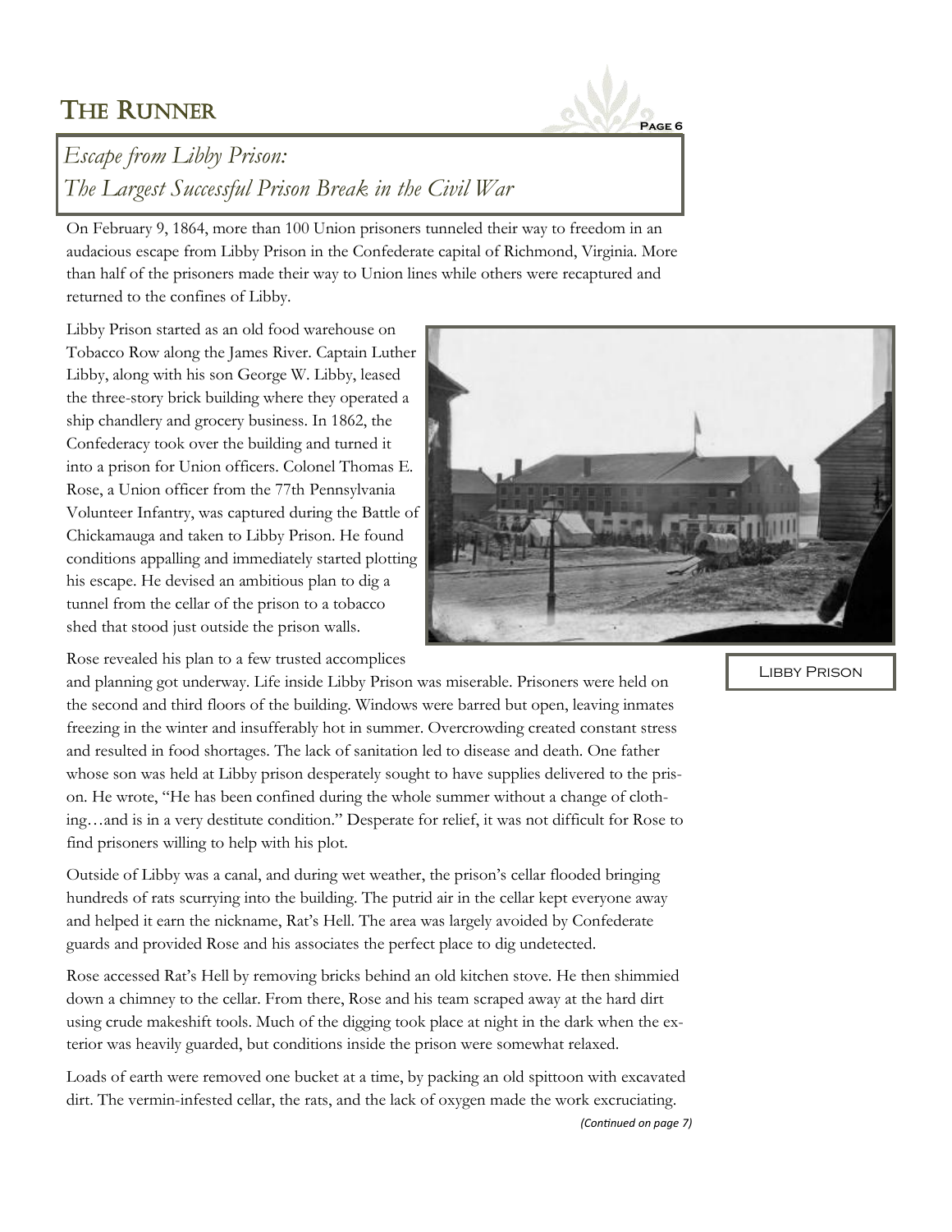## *Escape from Libby Prison: The Largest Successful Prison Break in the Civil War*

On February 9, 1864, more than 100 Union prisoners tunneled their way to freedom in an audacious escape from Libby Prison in the Confederate capital of Richmond, Virginia. More than half of the prisoners made their way to Union lines while others were recaptured and returned to the confines of Libby.

Libby Prison started as an old food warehouse on Tobacco Row along the James River. Captain Luther Libby, along with his son George W. Libby, leased the three-story brick building where they operated a ship chandlery and grocery business. In 1862, the Confederacy took over the building and turned it into a prison for Union officers. Colonel Thomas E. Rose, a Union officer from the 77th Pennsylvania Volunteer Infantry, was captured during the Battle of Chickamauga and taken to Libby Prison. He found conditions appalling and immediately started plotting his escape. He devised an ambitious plan to dig a tunnel from the cellar of the prison to a tobacco shed that stood just outside the prison walls.

Libby Prison

Rose revealed his plan to a few trusted accomplices and planning got underway. Life inside Libby Prison was miserable. Prisoners were held on the second and third floors of the building. Windows were barred but open, leaving inmates freezing in the winter and insufferably hot in summer. Overcrowding created constant stress and resulted in food shortages. The lack of sanitation led to disease and death. One father whose son was held at Libby prison desperately sought to have supplies delivered to the prison. He wrote, "He has been confined during the whole summer without a change of clothing…and is in a very destitute condition." Desperate for relief, it was not difficult for Rose to find prisoners willing to help with his plot.

Outside of Libby was a canal, and during wet weather, the prison's cellar flooded bringing hundreds of rats scurrying into the building. The putrid air in the cellar kept everyone away and helped it earn the nickname, Rat's Hell. The area was largely avoided by Confederate guards and provided Rose and his associates the perfect place to dig undetected.

Rose accessed Rat's Hell by removing bricks behind an old kitchen stove. He then shimmied down a chimney to the cellar. From there, Rose and his team scraped away at the hard dirt using crude makeshift tools. Much of the digging took place at night in the dark when the exterior was heavily guarded, but conditions inside the prison were somewhat relaxed.

Loads of earth were removed one bucket at a time, by packing an old spittoon with excavated dirt. The vermin-infested cellar, the rats, and the lack of oxygen made the work excruciating.

*(Continued on page 7)*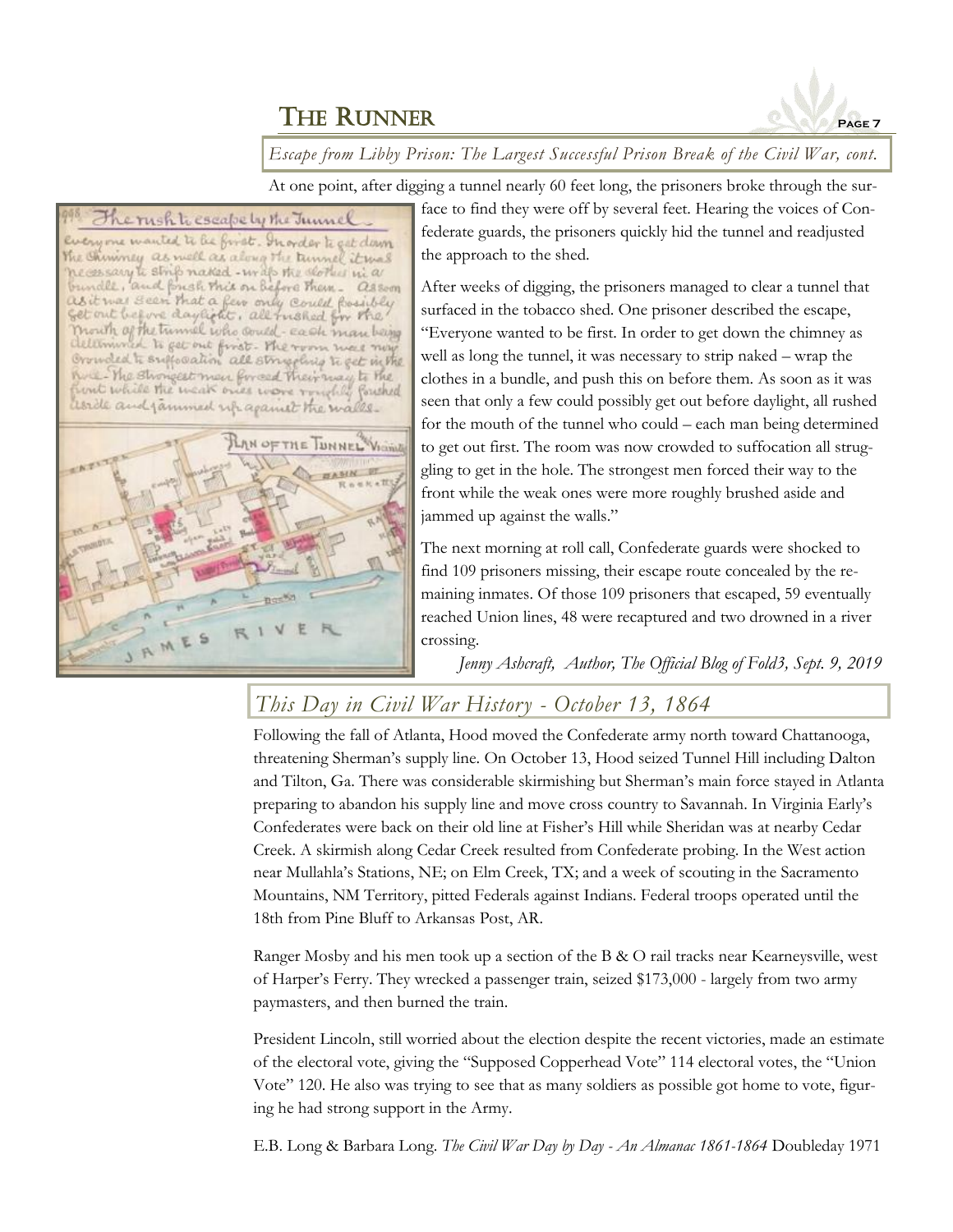*Escape from Libby Prison: The Largest Successful Prison Break of the Civil War, cont.*

At one point, after digging a tunnel nearly 60 feet long, the prisoners broke through the surface to find they were off by several feet. Hearing the voices of Confederate guards, the prisoners quickly hid the tunnel and readjusted the approach to the shed.

After weeks of digging, the prisoners managed to clear a tunnel that surfaced in the tobacco shed. One prisoner described the escape, "Everyone wanted to be first. In order to get down the chimney as well as long the tunnel, it was necessary to strip naked – wrap the clothes in a bundle, and push this on before them. As soon as it was seen that only a few could possibly get out before daylight, all rushed for the mouth of the tunnel who could – each man being determined to get out first. The room was now crowded to suffocation all struggling to get in the hole. The strongest men forced their way to the front while the weak ones were more roughly brushed aside and jammed up against the walls."

The next morning at roll call, Confederate guards were shocked to find 109 prisoners missing, their escape route concealed by the remaining inmates. Of those 109 prisoners that escaped, 59 eventually reached Union lines, 48 were recaptured and two drowned in a river crossing.

*Jenny Ashcraft, Author, The Official Blog of Fold3, Sept. 9, 2019*

## *This Day in Civil War History - October 13, 1864*

Following the fall of Atlanta, Hood moved the Confederate army north toward Chattanooga, threatening Sherman's supply line. On October 13, Hood seized Tunnel Hill including Dalton and Tilton, Ga. There was considerable skirmishing but Sherman's main force stayed in Atlanta preparing to abandon his supply line and move cross country to Savannah. In Virginia Early's Confederates were back on their old line at Fisher's Hill while Sheridan was at nearby Cedar Creek. A skirmish along Cedar Creek resulted from Confederate probing. In the West action near Mullahla's Stations, NE; on Elm Creek, TX; and a week of scouting in the Sacramento Mountains, NM Territory, pitted Federals against Indians. Federal troops operated until the 18th from Pine Bluff to Arkansas Post, AR.

Ranger Mosby and his men took up a section of the B & O rail tracks near Kearneysville, west of Harper's Ferry. They wrecked a passenger train, seized $173,000 - largely from two army paymasters, and then burned the train.

President Lincoln, still worried about the election despite the recent victories, made an estimate of the electoral vote, giving the "Supposed Copperhead Vote" 114 electoral votes, the "Union Vote" 120. He also was trying to see that as many soldiers as possible got home to vote, figuring he had strong support in the Army.

E.B. Long & Barbara Long. *The Civil War Day by Day - An Almanac 1861-1864* Doubleday 1971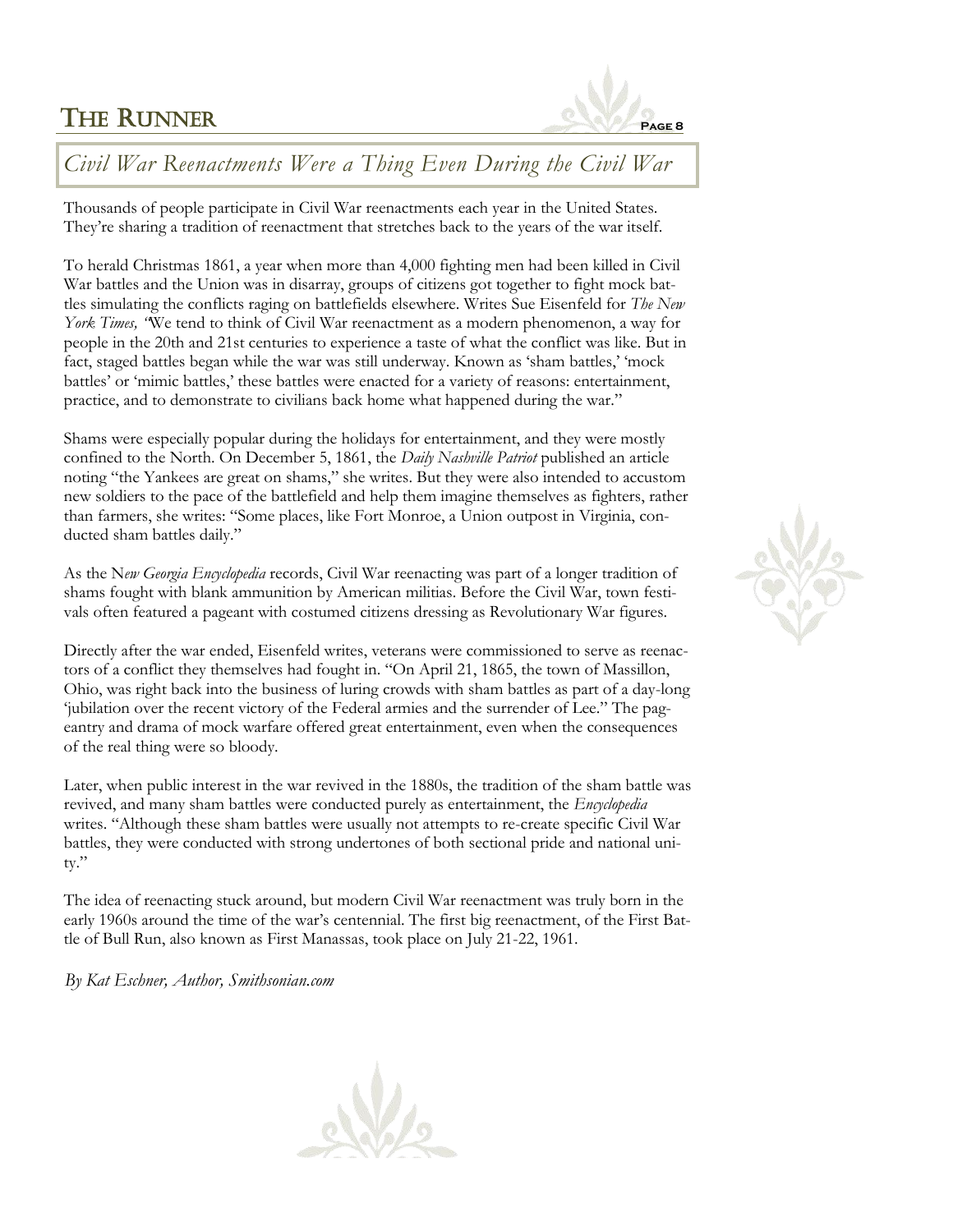# Civil War Reenactments Were a Thing Even During the Civil War

Thousands of people participate in Civil War reenactments each year in the United States. They're sharing a tradition of reenactment that stretches back to the years of the war itself.

To herald Christmas 1861, a year when more than 4,000 fighting men had been killed in Civil War battles and the Union was in disarray, groups of citizens got together to fight mock battles simulating the conflicts raging on battlefields elsewhere. Writes Sue Eisenfeld for *The New York Times,* "We tend to think of Civil War reenactment as a modern phenomenon, a way for people in the 20th and 21st centuries to experience a taste of what the conflict was like. But in fact, staged battles began while the war was still underway. Known as 'sham battles,' 'mock battles' or 'mimic battles,' these battles were enacted for a variety of reasons: entertainment, practice, and to demonstrate to civilians back home what happened during the war."

Shams were especially popular during the holidays for entertainment, and they were mostly confined to the North. On December 5, 1861, the *Daily Nashville Patriot* published an article noting "the Yankees are great on shams," she writes. But they were also intended to accustom new soldiers to the pace of the battlefield and help them imagine themselves as fighters, rather than farmers, she writes: "Some places, like Fort Monroe, a Union outpost in Virginia, conducted sham battles daily."

As the N*ew Georgia Encyclopedia* records, Civil War reenacting was part of a longer tradition of shams fought with blank ammunition by American militias. Before the Civil War, town festivals often featured a pageant with costumed citizens dressing as Revolutionary War figures.

Directly after the war ended, Eisenfeld writes, veterans were commissioned to serve as reenactors of a conflict they themselves had fought in. "On April 21, 1865, the town of Massillon, Ohio, was right back into the business of luring crowds with sham battles as part of a day-long 'jubilation over the recent victory of the Federal armies and the surrender of Lee." The pageantry and drama of mock warfare offered great entertainment, even when the consequences of the real thing were so bloody.

Later, when public interest in the war revived in the 1880s, the tradition of the sham battle was revived, and many sham battles were conducted purely as entertainment, the *Encyclopedia* writes. "Although these sham battles were usually not attempts to re-create specific Civil War battles, they were conducted with strong undertones of both sectional pride and national unity."

The idea of reenacting stuck around, but modern Civil War reenactment was truly born in the early 1960s around the time of the war's centennial. The first big reenactment, of the First Battle of Bull Run, also known as First Manassas, took place on July 21-22, 1961.

*By Kat Eschner, Author, Smithsonian.com*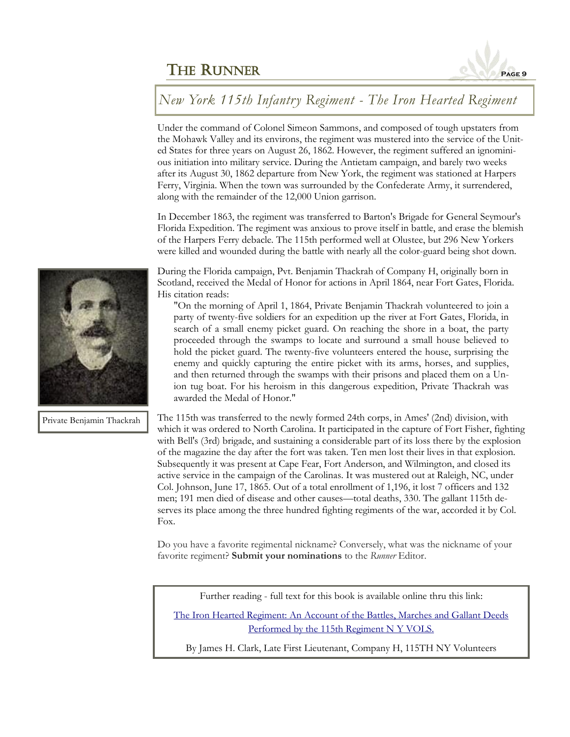# New York 115th Infantry Regiment - The Iron Hearted Regiment

Under the command of Colonel Simeon Sammons, and composed of tough upstaters from the Mohawk Valley and its environs, the regiment was mustered into the service of the United States for three years on August 26, 1862. However, the regiment suffered an ignominious initiation into military service. During the Antietam campaign, and barely two weeks after its August 30, 1862 departure from New York, the regiment was stationed at Harpers Ferry, Virginia. When the town was surrounded by the Confederate Army, it surrendered, along with the remainder of the 12,000 Union garrison.

In December 1863, the regiment was transferred to Barton's Brigade for General Seymour's Florida Expedition. The regiment was anxious to prove itself in battle, and erase the blemish of the Harpers Ferry debacle. The 115th performed well at Olustee, but 296 New Yorkers were killed and wounded during the battle with nearly all the color-guard being shot down.

During the Florida campaign, Pvt. Benjamin Thackrah of Company H, originally born in Scotland, received the Medal of Honor for actions in April 1864, near Fort Gates, Florida. His citation reads:

> "On the morning of April 1, 1864, Private Benjamin Thackrah volunteered to join a party of twenty-five soldiers for an expedition up the river at Fort Gates, Florida, in search of a small enemy picket guard. On reaching the shore in a boat, the party proceeded through the swamps to locate and surround a small house believed to hold the picket guard. The twenty-five volunteers entered the house, surprising the enemy and quickly capturing the entire picket with its arms, horses, and supplies, and then returned through the swamps with their prisons and placed them on a Union tug boat. For his heroism in this dangerous expedition, Private Thackrah was awarded the Medal of Honor."

Private Benjamin Thackrah

The 115th was transferred to the newly formed 24th corps, in Ames' (2nd) division, with which it was ordered to North Carolina. It participated in the capture of Fort Fisher, fighting with Bell's (3rd) brigade, and sustaining a considerable part of its loss there by the explosion of the magazine the day after the fort was taken. Ten men lost their lives in that explosion. Subsequently it was present at Cape Fear, Fort Anderson, and Wilmington, and closed its active service in the campaign of the Carolinas. It was mustered out at Raleigh, NC, under Col. Johnson, June 17, 1865. Out of a total enrollment of 1,196, it lost 7 officers and 132 men; 191 men died of disease and other causes—total deaths, 330. The gallant 115th deserves its place among the three hundred fighting regiments of the war, accorded it by Col. Fox.

Do you have a favorite regimental nickname? Conversely, what was the nickname of your favorite regiment? **Submit your nominations** to the *Runner* Editor.

Further reading - full text for this book is available online thru this link:

The Iron Hearted Regiment: An Account of the Battles, Marches and Gallant Deeds Performed by the 115th Regiment N Y VOLS.

By James H. Clark, Late First Lieutenant, Company H, 115TH NY Volunteers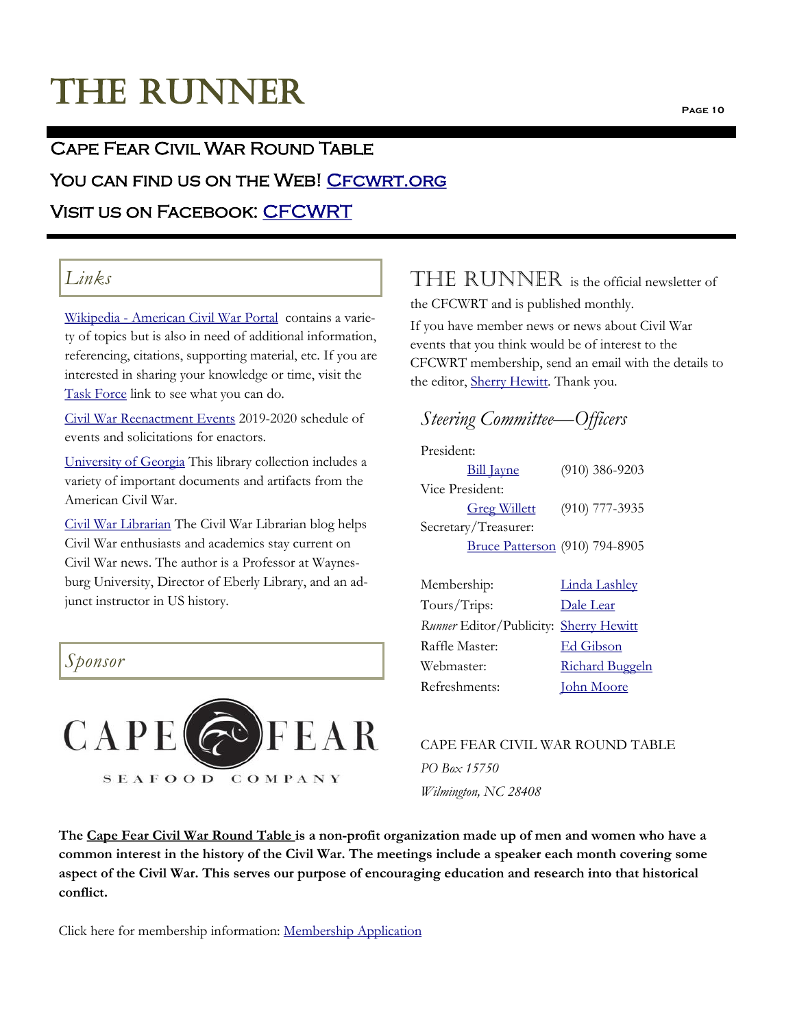# THE RUNNER

## Cape Fear Civil War Round Table

## You can find us on the Web! Cfcwrt.org

## Visit us on Facebook: CFCWRT

### *Links*

Wikipedia - American Civil War Portal contains a variety of topics but is also in need of additional information, referencing, citations, supporting material, etc. If you are interested in sharing your knowledge or time, visit the Task Force link to see what you can do.

Civil War Reenactment Events 2019-2020 schedule of events and solicitations for enactors.

University of Georgia This library collection includes a variety of important documents and artifacts from the American Civil War.

Civil War Librarian The Civil War Librarian blog helps Civil War enthusiasts and academics stay current on Civil War news. The author is a Professor at Waynesburg University, Director of Eberly Library, and an adjunct instructor in US history.

### *Sponsor*

CAPE FEAR SEAFOOD COMPANY

THE RUNNER is the official newsletter of the CFCWRT and is published monthly.

If you have member news or news about Civil War events that you think would be of interest to the CFCWRT membership, send an email with the details to the editor, Sherry Hewitt. Thank you.

### *Steering Committee—Officers*

President:
Bill Jayne (910) 386-9203

Vice President:
Greg Willett (910) 777-3935

Secretary/Treasurer:
Bruce Patterson (910) 794-8905

| | |
|---|---|
| Membership: | Linda Lashley |
| Tours/Trips: | Dale Lear |
| *Runner* Editor/Publicity: | Sherry Hewitt |
| Raffle Master: | Ed Gibson |
| Webmaster: | Richard Buggeln |
| Refreshments: | John Moore |

CAPE FEAR CIVIL WAR ROUND TABLE
*PO Box 15750*
*Wilmington, NC 28408*

**The Cape Fear Civil War Round Table is a non-profit organization made up of men and women who have a common interest in the history of the Civil War. The meetings include a speaker each month covering some aspect of the Civil War. This serves our purpose of encouraging education and research into that historical conflict.**

Click here for membership information: Membership Application